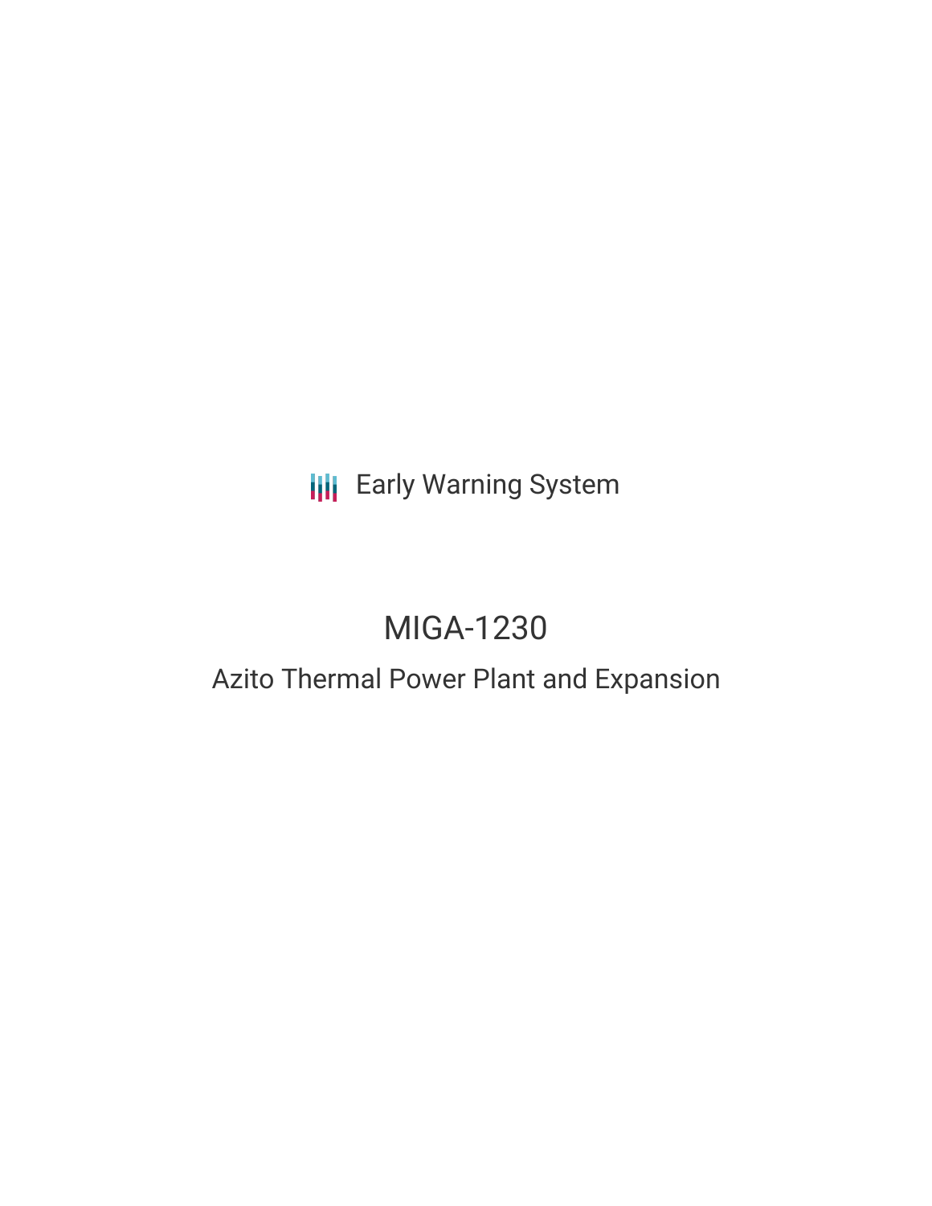Early Warning System

# MIGA-1230

## Azito Thermal Power Plant and Expansion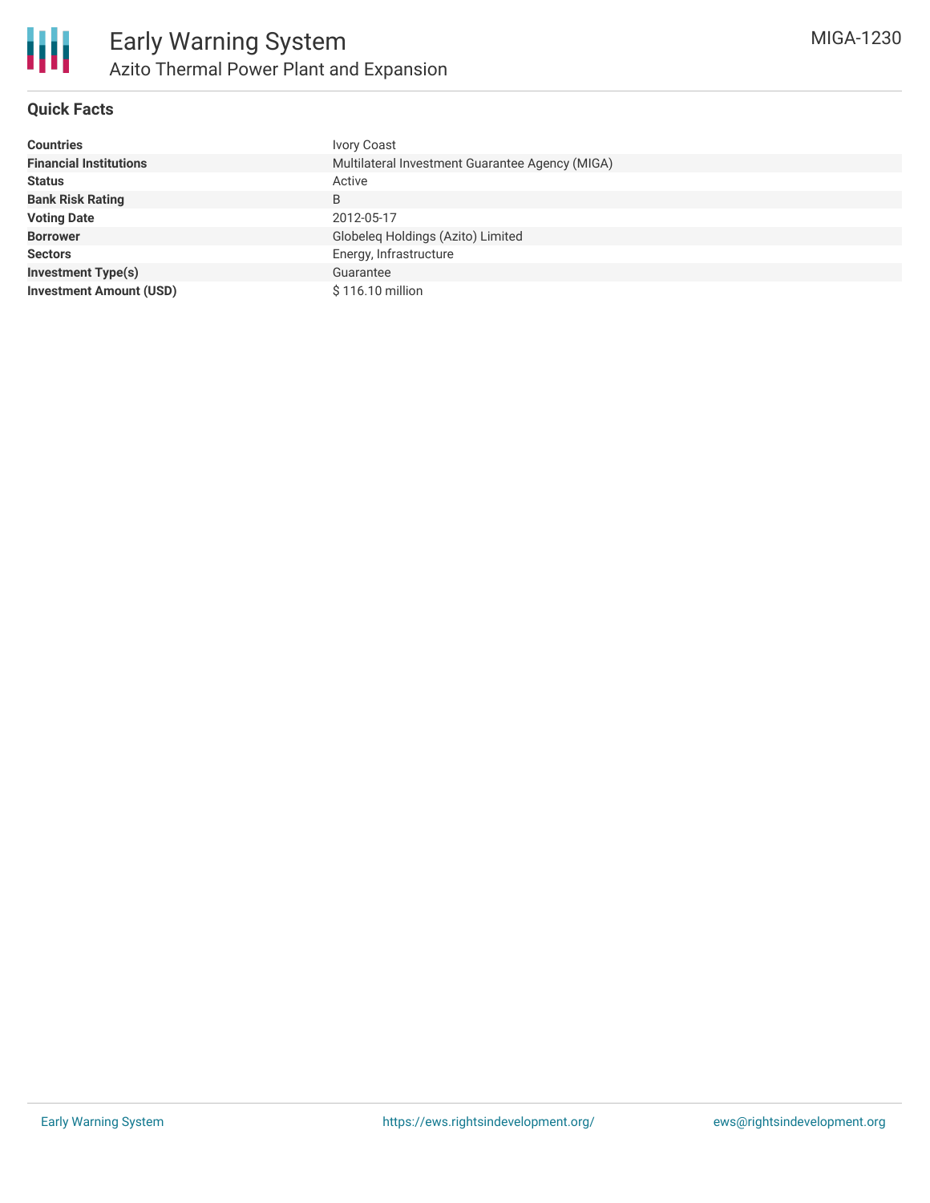## Quick Facts

| | |
|---|---|
| **Countries** | Ivory Coast |
| **Financial Institutions** | Multilateral Investment Guarantee Agency (MIGA) |
| **Status** | Active |
| **Bank Risk Rating** | B |
| **Voting Date** | 2012-05-17 |
| **Borrower** | Globeleq Holdings (Azito) Limited |
| **Sectors** | Energy, Infrastructure |
| **Investment Type(s)** | Guarantee |
| **Investment Amount (USD)** | $ 116.10 million |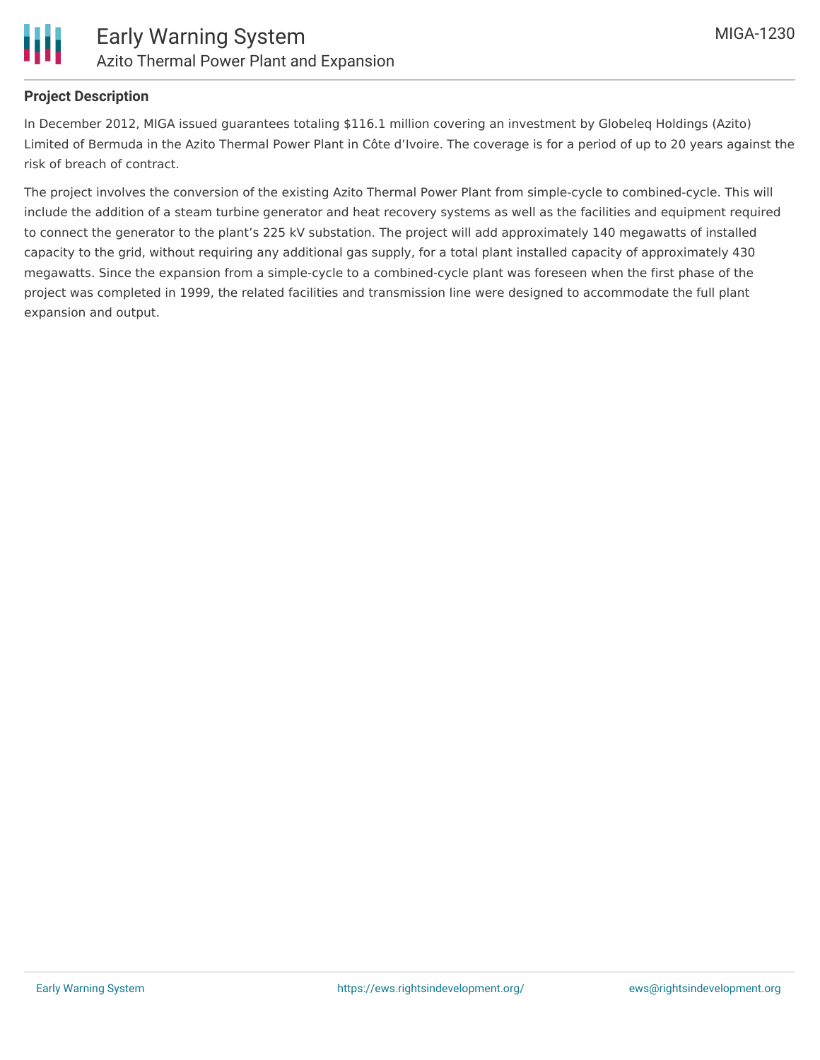## Project Description

In December 2012, MIGA issued guarantees totaling $116.1 million covering an investment by Globeleq Holdings (Azito) Limited of Bermuda in the Azito Thermal Power Plant in Côte d'Ivoire. The coverage is for a period of up to 20 years against the risk of breach of contract.

The project involves the conversion of the existing Azito Thermal Power Plant from simple-cycle to combined-cycle. This will include the addition of a steam turbine generator and heat recovery systems as well as the facilities and equipment required to connect the generator to the plant's 225 kV substation. The project will add approximately 140 megawatts of installed capacity to the grid, without requiring any additional gas supply, for a total plant installed capacity of approximately 430 megawatts. Since the expansion from a simple-cycle to a combined-cycle plant was foreseen when the first phase of the project was completed in 1999, the related facilities and transmission line were designed to accommodate the full plant expansion and output.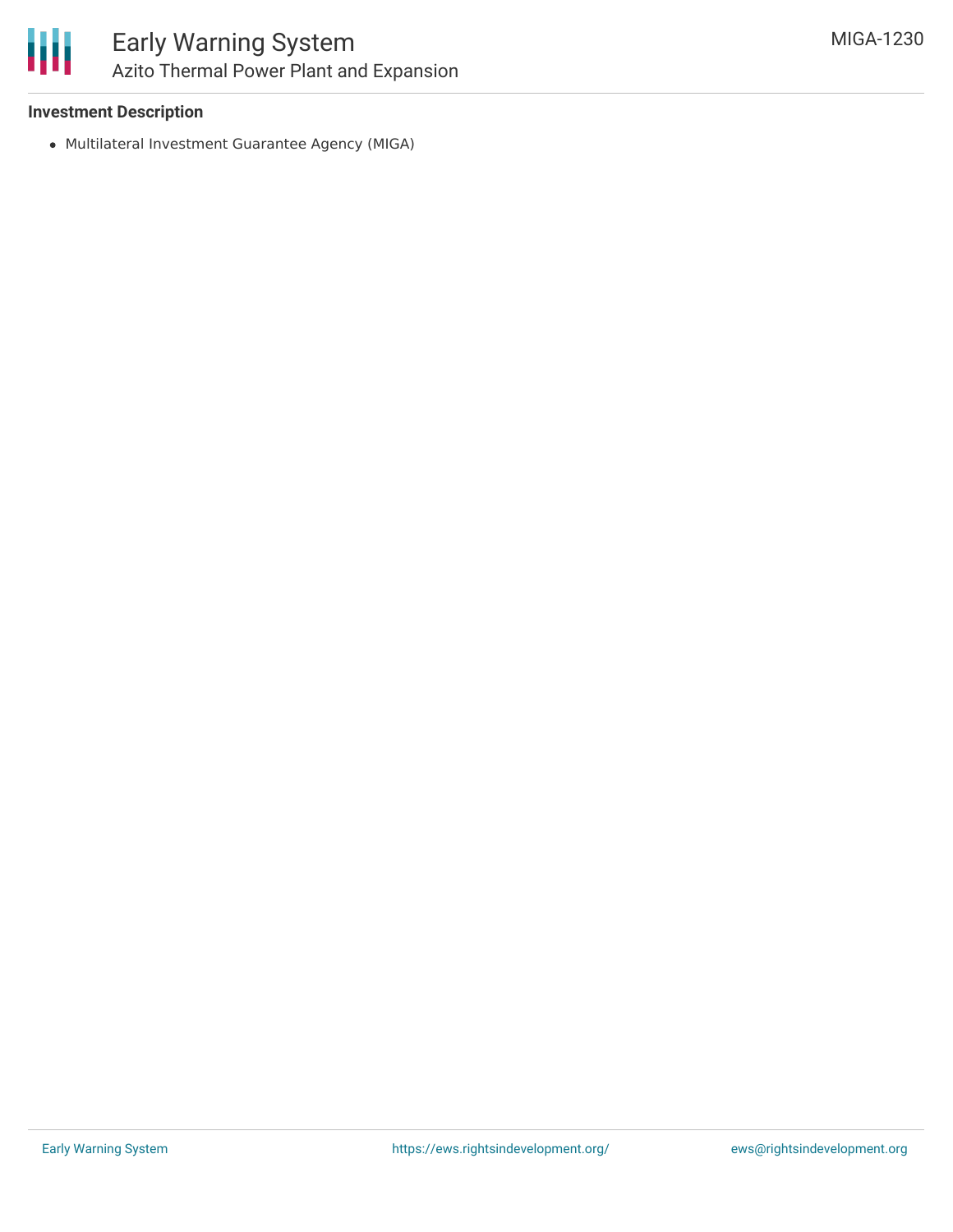### Investment Description

- Multilateral Investment Guarantee Agency (MIGA)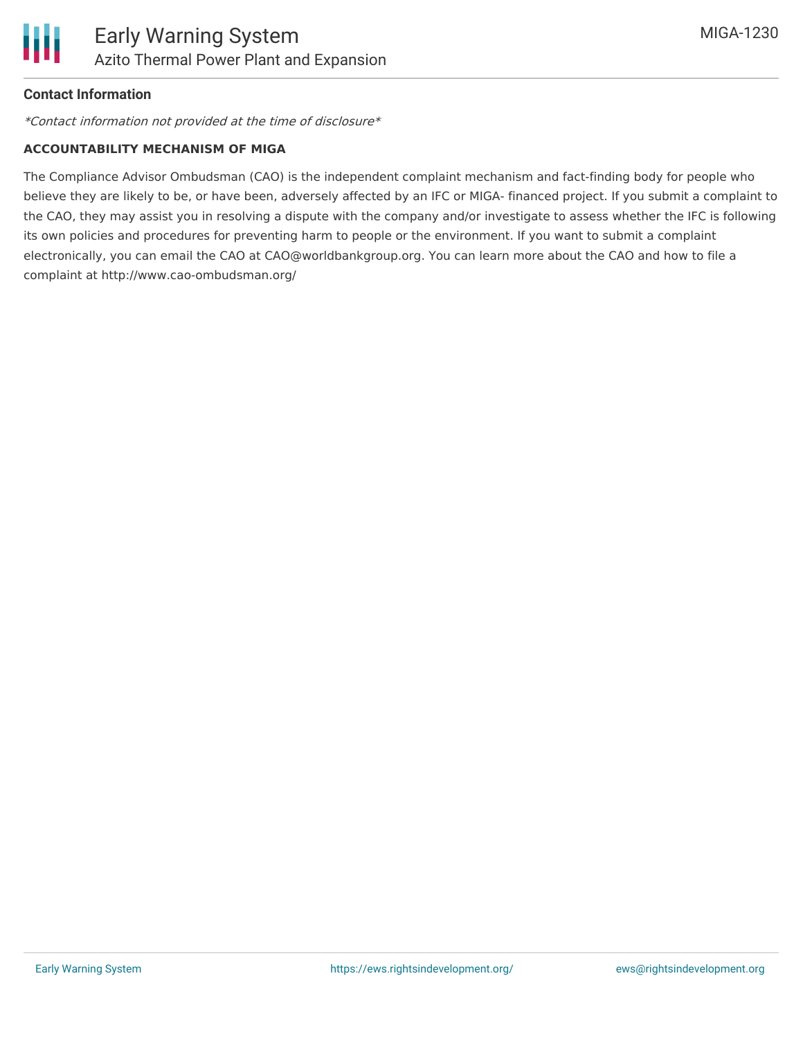**Contact Information**

*\*Contact information not provided at the time of disclosure\**

**ACCOUNTABILITY MECHANISM OF MIGA**

The Compliance Advisor Ombudsman (CAO) is the independent complaint mechanism and fact-finding body for people who believe they are likely to be, or have been, adversely affected by an IFC or MIGA- financed project. If you submit a complaint to the CAO, they may assist you in resolving a dispute with the company and/or investigate to assess whether the IFC is following its own policies and procedures for preventing harm to people or the environment. If you want to submit a complaint electronically, you can email the CAO at CAO@worldbankgroup.org. You can learn more about the CAO and how to file a complaint at http://www.cao-ombudsman.org/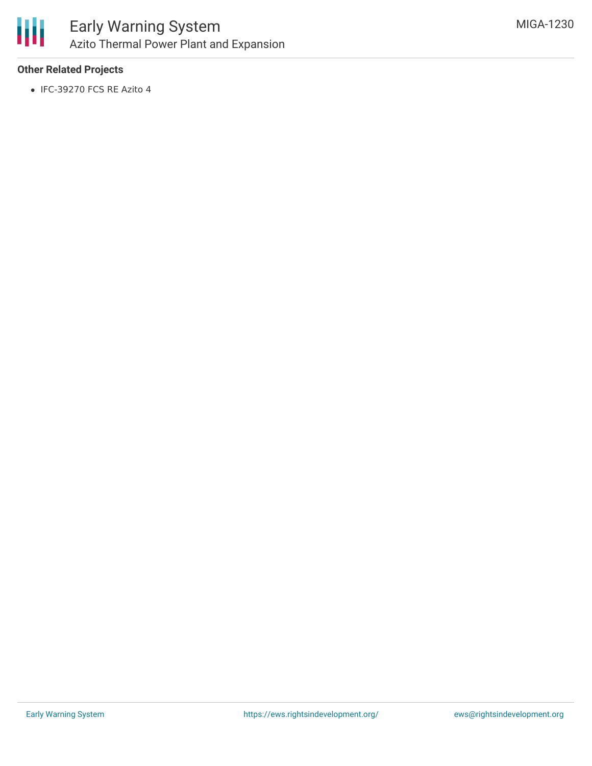**Other Related Projects**

- IFC-39270 FCS RE Azito 4